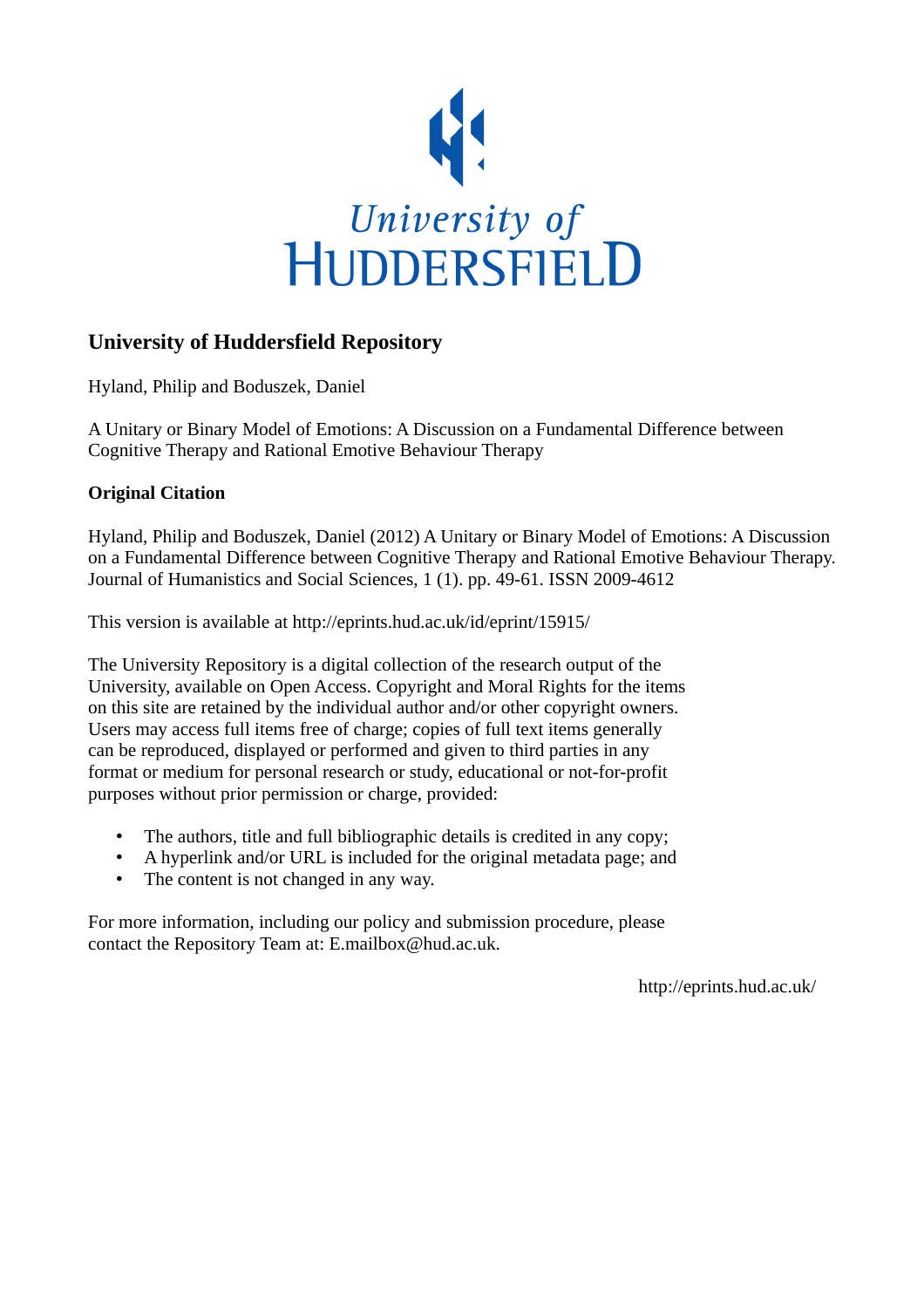University of
HUDDERSFIELD

## University of Huddersfield Repository

Hyland, Philip and Boduszek, Daniel

A Unitary or Binary Model of Emotions: A Discussion on a Fundamental Difference between Cognitive Therapy and Rational Emotive Behaviour Therapy

### Original Citation

Hyland, Philip and Boduszek, Daniel (2012) A Unitary or Binary Model of Emotions: A Discussion on a Fundamental Difference between Cognitive Therapy and Rational Emotive Behaviour Therapy. Journal of Humanistics and Social Sciences, 1 (1). pp. 49-61. ISSN 2009-4612

This version is available at http://eprints.hud.ac.uk/id/eprint/15915/

The University Repository is a digital collection of the research output of the University, available on Open Access. Copyright and Moral Rights for the items on this site are retained by the individual author and/or other copyright owners. Users may access full items free of charge; copies of full text items generally can be reproduced, displayed or performed and given to third parties in any format or medium for personal research or study, educational or not-for-profit purposes without prior permission or charge, provided:

- The authors, title and full bibliographic details is credited in any copy;
- A hyperlink and/or URL is included for the original metadata page; and
- The content is not changed in any way.

For more information, including our policy and submission procedure, please contact the Repository Team at: E.mailbox@hud.ac.uk.

http://eprints.hud.ac.uk/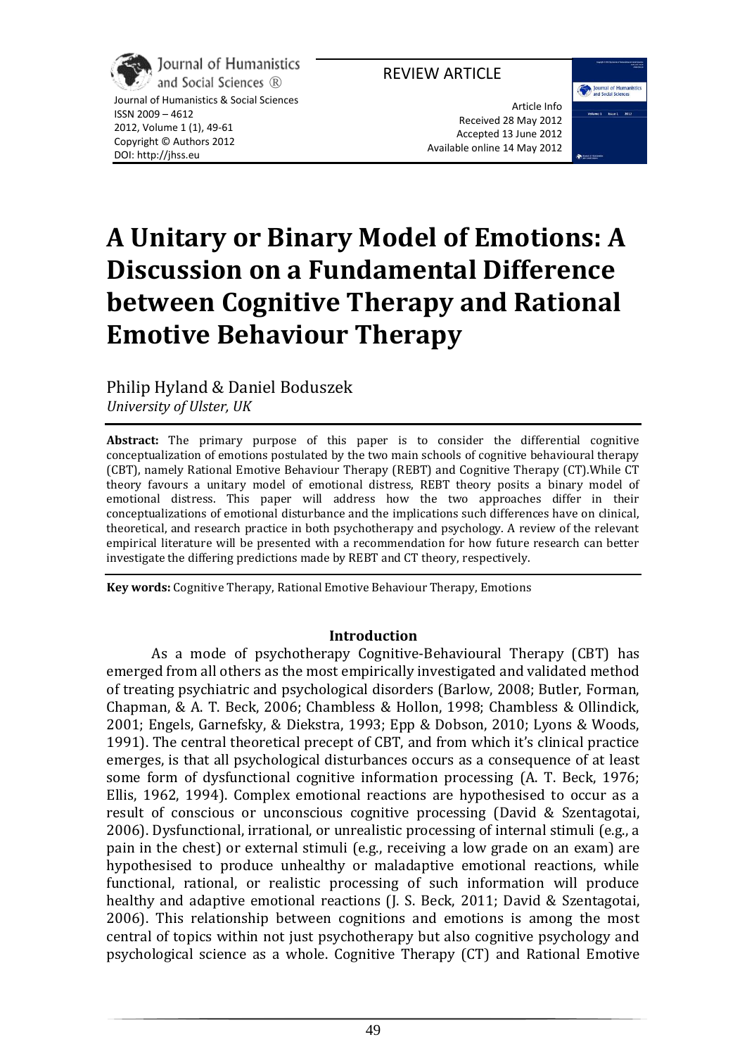# A Unitary or Binary Model of Emotions: A Discussion on a Fundamental Difference between Cognitive Therapy and Rational Emotive Behaviour Therapy

Philip Hyland & Daniel Boduszek
*University of Ulster, UK*

**Abstract:** The primary purpose of this paper is to consider the differential cognitive conceptualization of emotions postulated by the two main schools of cognitive behavioural therapy (CBT), namely Rational Emotive Behaviour Therapy (REBT) and Cognitive Therapy (CT).While CT theory favours a unitary model of emotional distress, REBT theory posits a binary model of emotional distress. This paper will address how the two approaches differ in their conceptualizations of emotional disturbance and the implications such differences have on clinical, theoretical, and research practice in both psychotherapy and psychology. A review of the relevant empirical literature will be presented with a recommendation for how future research can better investigate the differing predictions made by REBT and CT theory, respectively.

**Key words:** Cognitive Therapy, Rational Emotive Behaviour Therapy, Emotions

## Introduction

As a mode of psychotherapy Cognitive-Behavioural Therapy (CBT) has emerged from all others as the most empirically investigated and validated method of treating psychiatric and psychological disorders (Barlow, 2008; Butler, Forman, Chapman, & A. T. Beck, 2006; Chambless & Hollon, 1998; Chambless & Ollindick, 2001; Engels, Garnefsky, & Diekstra, 1993; Epp & Dobson, 2010; Lyons & Woods, 1991). The central theoretical precept of CBT, and from which it's clinical practice emerges, is that all psychological disturbances occurs as a consequence of at least some form of dysfunctional cognitive information processing (A. T. Beck, 1976; Ellis, 1962, 1994). Complex emotional reactions are hypothesised to occur as a result of conscious or unconscious cognitive processing (David & Szentagotai, 2006). Dysfunctional, irrational, or unrealistic processing of internal stimuli (e.g., a pain in the chest) or external stimuli (e.g., receiving a low grade on an exam) are hypothesised to produce unhealthy or maladaptive emotional reactions, while functional, rational, or realistic processing of such information will produce healthy and adaptive emotional reactions (J. S. Beck, 2011; David & Szentagotai, 2006). This relationship between cognitions and emotions is among the most central of topics within not just psychotherapy but also cognitive psychology and psychological science as a whole. Cognitive Therapy (CT) and Rational Emotive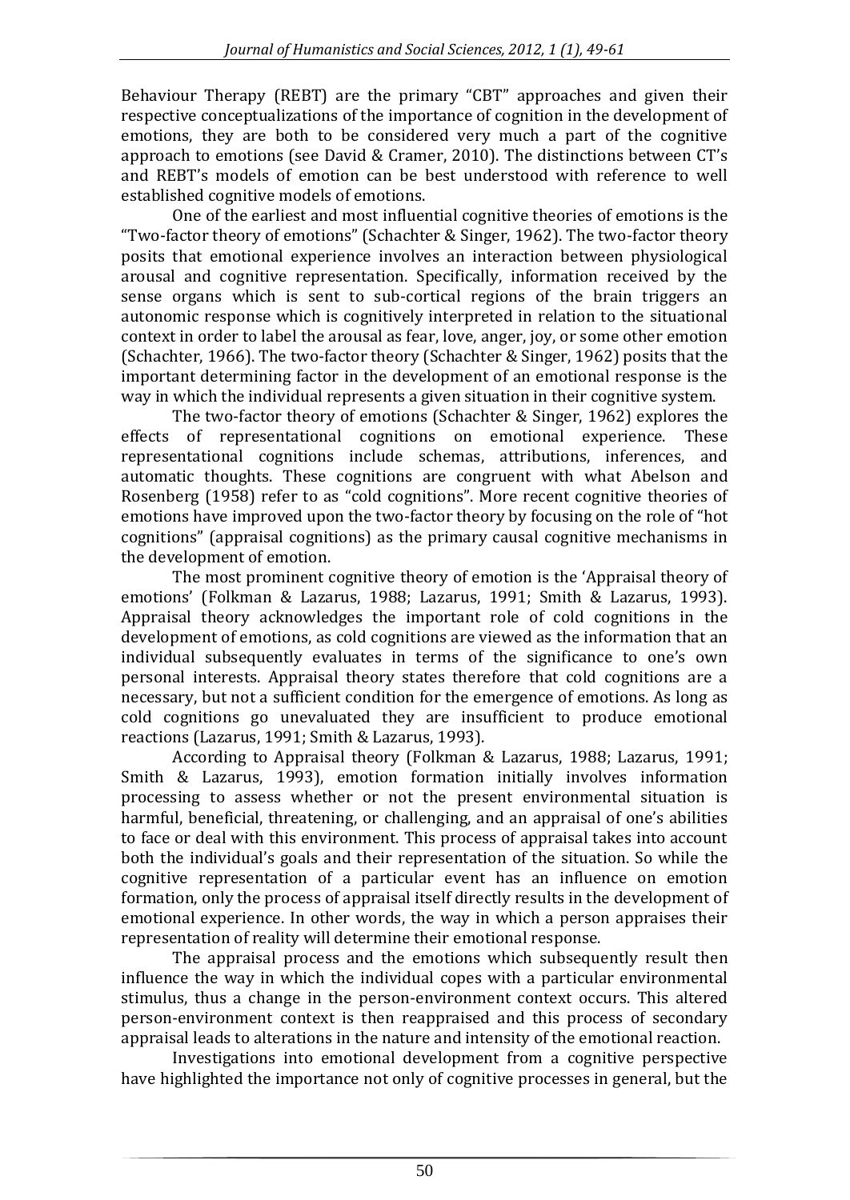Behaviour Therapy (REBT) are the primary "CBT" approaches and given their respective conceptualizations of the importance of cognition in the development of emotions, they are both to be considered very much a part of the cognitive approach to emotions (see David & Cramer, 2010). The distinctions between CT's and REBT's models of emotion can be best understood with reference to well established cognitive models of emotions.

One of the earliest and most influential cognitive theories of emotions is the "Two-factor theory of emotions" (Schachter & Singer, 1962). The two-factor theory posits that emotional experience involves an interaction between physiological arousal and cognitive representation. Specifically, information received by the sense organs which is sent to sub-cortical regions of the brain triggers an autonomic response which is cognitively interpreted in relation to the situational context in order to label the arousal as fear, love, anger, joy, or some other emotion (Schachter, 1966). The two-factor theory (Schachter & Singer, 1962) posits that the important determining factor in the development of an emotional response is the way in which the individual represents a given situation in their cognitive system.

The two-factor theory of emotions (Schachter & Singer, 1962) explores the effects of representational cognitions on emotional experience. These representational cognitions include schemas, attributions, inferences, and automatic thoughts. These cognitions are congruent with what Abelson and Rosenberg (1958) refer to as "cold cognitions". More recent cognitive theories of emotions have improved upon the two-factor theory by focusing on the role of "hot cognitions" (appraisal cognitions) as the primary causal cognitive mechanisms in the development of emotion.

The most prominent cognitive theory of emotion is the 'Appraisal theory of emotions' (Folkman & Lazarus, 1988; Lazarus, 1991; Smith & Lazarus, 1993). Appraisal theory acknowledges the important role of cold cognitions in the development of emotions, as cold cognitions are viewed as the information that an individual subsequently evaluates in terms of the significance to one's own personal interests. Appraisal theory states therefore that cold cognitions are a necessary, but not a sufficient condition for the emergence of emotions. As long as cold cognitions go unevaluated they are insufficient to produce emotional reactions (Lazarus, 1991; Smith & Lazarus, 1993).

According to Appraisal theory (Folkman & Lazarus, 1988; Lazarus, 1991; Smith & Lazarus, 1993), emotion formation initially involves information processing to assess whether or not the present environmental situation is harmful, beneficial, threatening, or challenging, and an appraisal of one's abilities to face or deal with this environment. This process of appraisal takes into account both the individual's goals and their representation of the situation. So while the cognitive representation of a particular event has an influence on emotion formation, only the process of appraisal itself directly results in the development of emotional experience. In other words, the way in which a person appraises their representation of reality will determine their emotional response.

The appraisal process and the emotions which subsequently result then influence the way in which the individual copes with a particular environmental stimulus, thus a change in the person-environment context occurs. This altered person-environment context is then reappraised and this process of secondary appraisal leads to alterations in the nature and intensity of the emotional reaction.

Investigations into emotional development from a cognitive perspective have highlighted the importance not only of cognitive processes in general, but the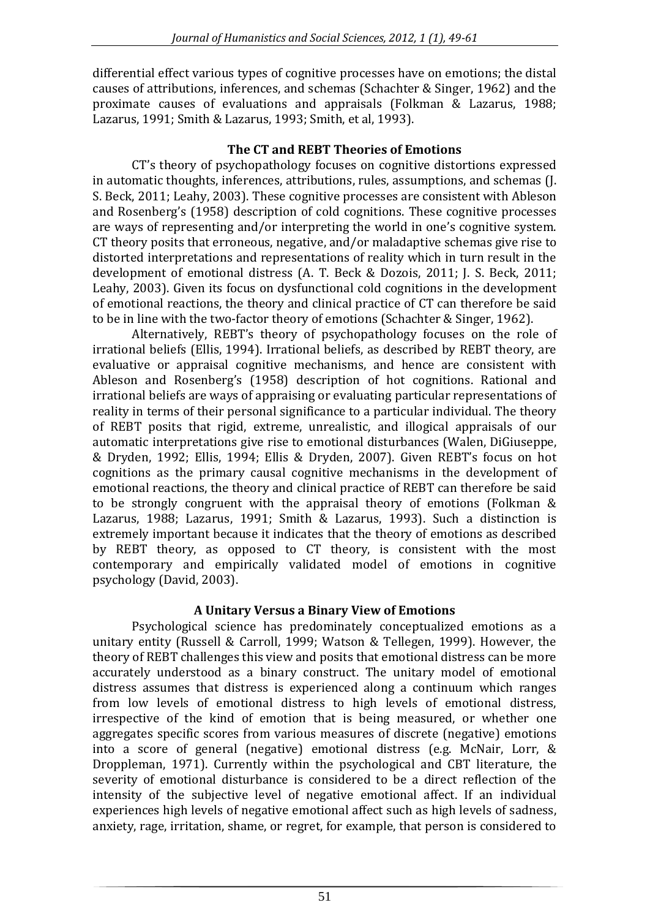differential effect various types of cognitive processes have on emotions; the distal causes of attributions, inferences, and schemas (Schachter & Singer, 1962) and the proximate causes of evaluations and appraisals (Folkman & Lazarus, 1988; Lazarus, 1991; Smith & Lazarus, 1993; Smith, et al, 1993).

## The CT and REBT Theories of Emotions

CT's theory of psychopathology focuses on cognitive distortions expressed in automatic thoughts, inferences, attributions, rules, assumptions, and schemas (J. S. Beck, 2011; Leahy, 2003). These cognitive processes are consistent with Ableson and Rosenberg's (1958) description of cold cognitions. These cognitive processes are ways of representing and/or interpreting the world in one's cognitive system. CT theory posits that erroneous, negative, and/or maladaptive schemas give rise to distorted interpretations and representations of reality which in turn result in the development of emotional distress (A. T. Beck & Dozois, 2011; J. S. Beck, 2011; Leahy, 2003). Given its focus on dysfunctional cold cognitions in the development of emotional reactions, the theory and clinical practice of CT can therefore be said to be in line with the two-factor theory of emotions (Schachter & Singer, 1962).

Alternatively, REBT's theory of psychopathology focuses on the role of irrational beliefs (Ellis, 1994). Irrational beliefs, as described by REBT theory, are evaluative or appraisal cognitive mechanisms, and hence are consistent with Ableson and Rosenberg's (1958) description of hot cognitions. Rational and irrational beliefs are ways of appraising or evaluating particular representations of reality in terms of their personal significance to a particular individual. The theory of REBT posits that rigid, extreme, unrealistic, and illogical appraisals of our automatic interpretations give rise to emotional disturbances (Walen, DiGiuseppe, & Dryden, 1992; Ellis, 1994; Ellis & Dryden, 2007). Given REBT's focus on hot cognitions as the primary causal cognitive mechanisms in the development of emotional reactions, the theory and clinical practice of REBT can therefore be said to be strongly congruent with the appraisal theory of emotions (Folkman & Lazarus, 1988; Lazarus, 1991; Smith & Lazarus, 1993). Such a distinction is extremely important because it indicates that the theory of emotions as described by REBT theory, as opposed to CT theory, is consistent with the most contemporary and empirically validated model of emotions in cognitive psychology (David, 2003).

## A Unitary Versus a Binary View of Emotions

Psychological science has predominately conceptualized emotions as a unitary entity (Russell & Carroll, 1999; Watson & Tellegen, 1999). However, the theory of REBT challenges this view and posits that emotional distress can be more accurately understood as a binary construct. The unitary model of emotional distress assumes that distress is experienced along a continuum which ranges from low levels of emotional distress to high levels of emotional distress, irrespective of the kind of emotion that is being measured, or whether one aggregates specific scores from various measures of discrete (negative) emotions into a score of general (negative) emotional distress (e.g. McNair, Lorr, & Droppleman, 1971). Currently within the psychological and CBT literature, the severity of emotional disturbance is considered to be a direct reflection of the intensity of the subjective level of negative emotional affect. If an individual experiences high levels of negative emotional affect such as high levels of sadness, anxiety, rage, irritation, shame, or regret, for example, that person is considered to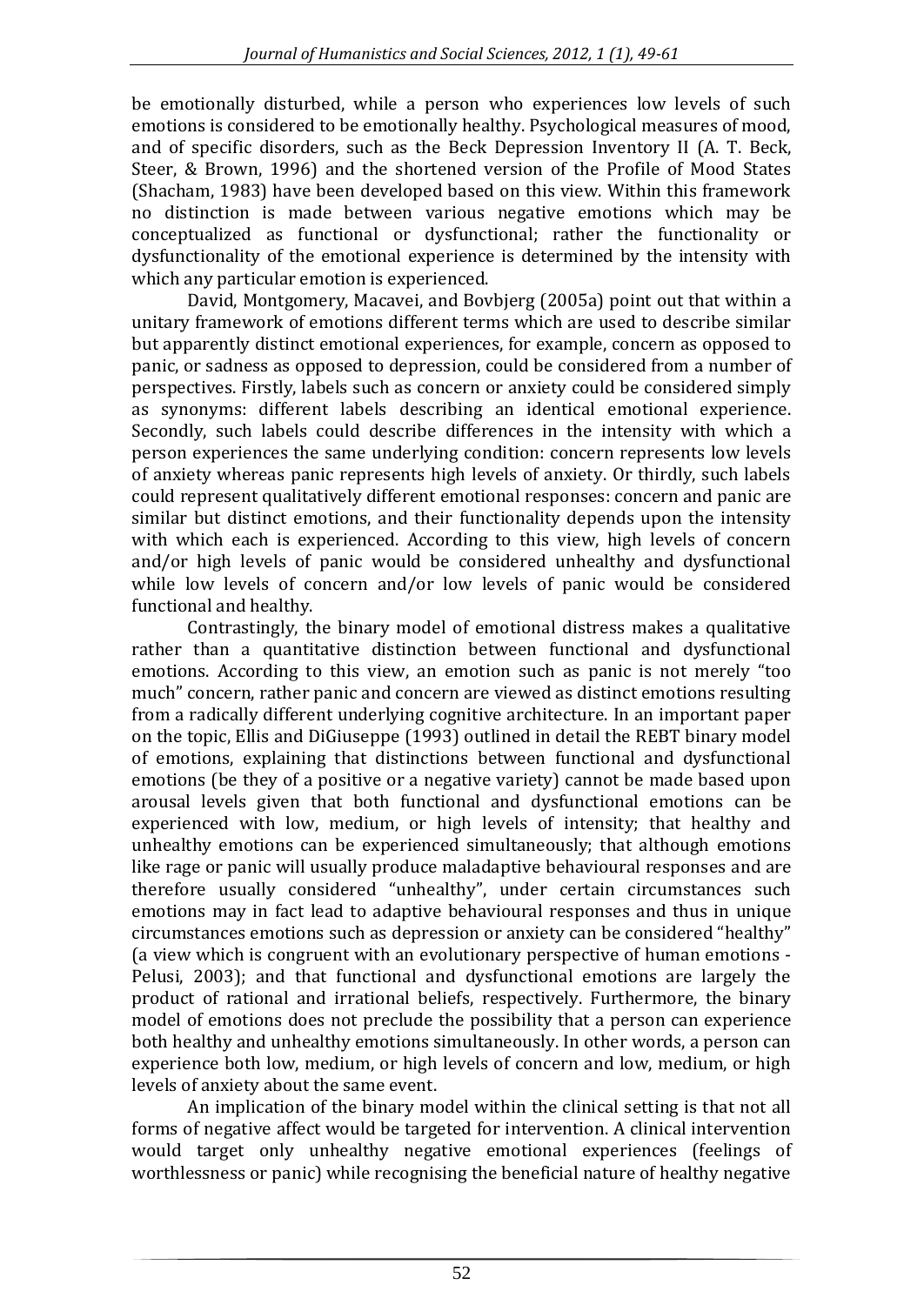be emotionally disturbed, while a person who experiences low levels of such emotions is considered to be emotionally healthy. Psychological measures of mood, and of specific disorders, such as the Beck Depression Inventory II (A. T. Beck, Steer, & Brown, 1996) and the shortened version of the Profile of Mood States (Shacham, 1983) have been developed based on this view. Within this framework no distinction is made between various negative emotions which may be conceptualized as functional or dysfunctional; rather the functionality or dysfunctionality of the emotional experience is determined by the intensity with which any particular emotion is experienced.

David, Montgomery, Macavei, and Bovbjerg (2005a) point out that within a unitary framework of emotions different terms which are used to describe similar but apparently distinct emotional experiences, for example, concern as opposed to panic, or sadness as opposed to depression, could be considered from a number of perspectives. Firstly, labels such as concern or anxiety could be considered simply as synonyms: different labels describing an identical emotional experience. Secondly, such labels could describe differences in the intensity with which a person experiences the same underlying condition: concern represents low levels of anxiety whereas panic represents high levels of anxiety. Or thirdly, such labels could represent qualitatively different emotional responses: concern and panic are similar but distinct emotions, and their functionality depends upon the intensity with which each is experienced. According to this view, high levels of concern and/or high levels of panic would be considered unhealthy and dysfunctional while low levels of concern and/or low levels of panic would be considered functional and healthy.

Contrastingly, the binary model of emotional distress makes a qualitative rather than a quantitative distinction between functional and dysfunctional emotions. According to this view, an emotion such as panic is not merely "too much" concern, rather panic and concern are viewed as distinct emotions resulting from a radically different underlying cognitive architecture. In an important paper on the topic, Ellis and DiGiuseppe (1993) outlined in detail the REBT binary model of emotions, explaining that distinctions between functional and dysfunctional emotions (be they of a positive or a negative variety) cannot be made based upon arousal levels given that both functional and dysfunctional emotions can be experienced with low, medium, or high levels of intensity; that healthy and unhealthy emotions can be experienced simultaneously; that although emotions like rage or panic will usually produce maladaptive behavioural responses and are therefore usually considered "unhealthy", under certain circumstances such emotions may in fact lead to adaptive behavioural responses and thus in unique circumstances emotions such as depression or anxiety can be considered "healthy" (a view which is congruent with an evolutionary perspective of human emotions - Pelusi, 2003); and that functional and dysfunctional emotions are largely the product of rational and irrational beliefs, respectively. Furthermore, the binary model of emotions does not preclude the possibility that a person can experience both healthy and unhealthy emotions simultaneously. In other words, a person can experience both low, medium, or high levels of concern and low, medium, or high levels of anxiety about the same event.

An implication of the binary model within the clinical setting is that not all forms of negative affect would be targeted for intervention. A clinical intervention would target only unhealthy negative emotional experiences (feelings of worthlessness or panic) while recognising the beneficial nature of healthy negative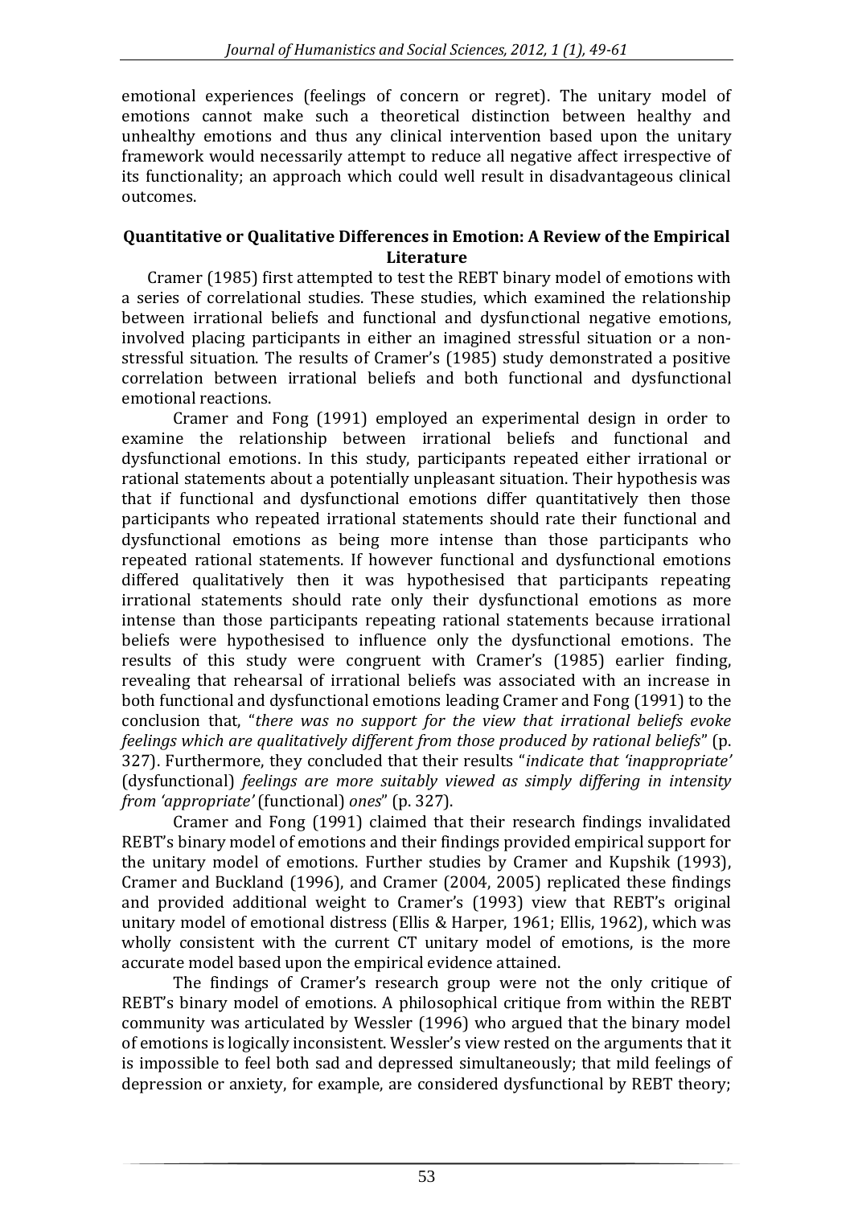emotional experiences (feelings of concern or regret). The unitary model of emotions cannot make such a theoretical distinction between healthy and unhealthy emotions and thus any clinical intervention based upon the unitary framework would necessarily attempt to reduce all negative affect irrespective of its functionality; an approach which could well result in disadvantageous clinical outcomes.

## Quantitative or Qualitative Differences in Emotion: A Review of the Empirical Literature

Cramer (1985) first attempted to test the REBT binary model of emotions with a series of correlational studies. These studies, which examined the relationship between irrational beliefs and functional and dysfunctional negative emotions, involved placing participants in either an imagined stressful situation or a non-stressful situation. The results of Cramer's (1985) study demonstrated a positive correlation between irrational beliefs and both functional and dysfunctional emotional reactions.

Cramer and Fong (1991) employed an experimental design in order to examine the relationship between irrational beliefs and functional and dysfunctional emotions. In this study, participants repeated either irrational or rational statements about a potentially unpleasant situation. Their hypothesis was that if functional and dysfunctional emotions differ quantitatively then those participants who repeated irrational statements should rate their functional and dysfunctional emotions as being more intense than those participants who repeated rational statements. If however functional and dysfunctional emotions differed qualitatively then it was hypothesised that participants repeating irrational statements should rate only their dysfunctional emotions as more intense than those participants repeating rational statements because irrational beliefs were hypothesised to influence only the dysfunctional emotions. The results of this study were congruent with Cramer's (1985) earlier finding, revealing that rehearsal of irrational beliefs was associated with an increase in both functional and dysfunctional emotions leading Cramer and Fong (1991) to the conclusion that, "*there was no support for the view that irrational beliefs evoke feelings which are qualitatively different from those produced by rational beliefs*" (p. 327). Furthermore, they concluded that their results "*indicate that 'inappropriate'* (dysfunctional) *feelings are more suitably viewed as simply differing in intensity from 'appropriate'* (functional) *ones*" (p. 327).

Cramer and Fong (1991) claimed that their research findings invalidated REBT's binary model of emotions and their findings provided empirical support for the unitary model of emotions. Further studies by Cramer and Kupshik (1993), Cramer and Buckland (1996), and Cramer (2004, 2005) replicated these findings and provided additional weight to Cramer's (1993) view that REBT's original unitary model of emotional distress (Ellis & Harper, 1961; Ellis, 1962), which was wholly consistent with the current CT unitary model of emotions, is the more accurate model based upon the empirical evidence attained.

The findings of Cramer's research group were not the only critique of REBT's binary model of emotions. A philosophical critique from within the REBT community was articulated by Wessler (1996) who argued that the binary model of emotions is logically inconsistent. Wessler's view rested on the arguments that it is impossible to feel both sad and depressed simultaneously; that mild feelings of depression or anxiety, for example, are considered dysfunctional by REBT theory;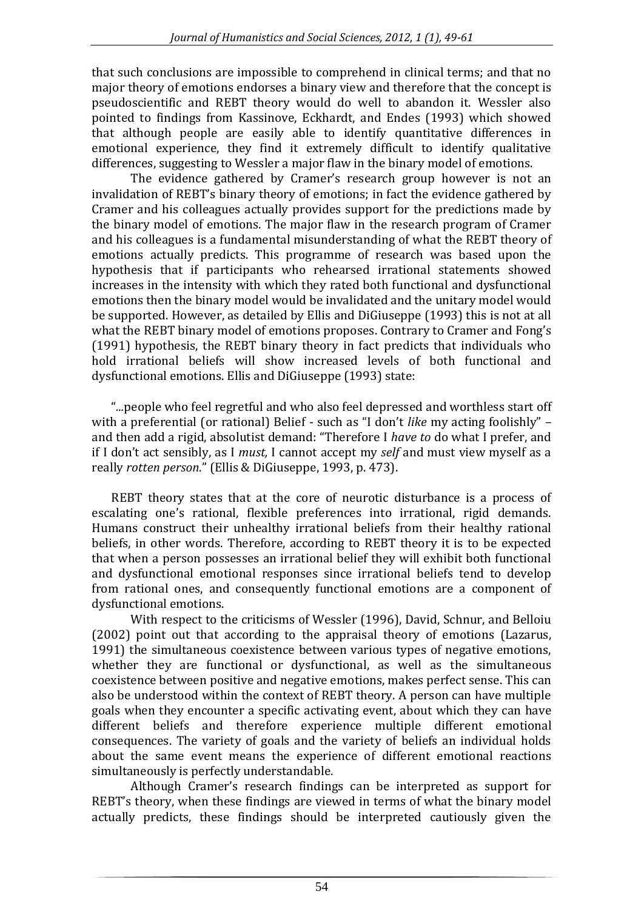that such conclusions are impossible to comprehend in clinical terms; and that no major theory of emotions endorses a binary view and therefore that the concept is pseudoscientific and REBT theory would do well to abandon it. Wessler also pointed to findings from Kassinove, Eckhardt, and Endes (1993) which showed that although people are easily able to identify quantitative differences in emotional experience, they find it extremely difficult to identify qualitative differences, suggesting to Wessler a major flaw in the binary model of emotions.

The evidence gathered by Cramer's research group however is not an invalidation of REBT's binary theory of emotions; in fact the evidence gathered by Cramer and his colleagues actually provides support for the predictions made by the binary model of emotions. The major flaw in the research program of Cramer and his colleagues is a fundamental misunderstanding of what the REBT theory of emotions actually predicts. This programme of research was based upon the hypothesis that if participants who rehearsed irrational statements showed increases in the intensity with which they rated both functional and dysfunctional emotions then the binary model would be invalidated and the unitary model would be supported. However, as detailed by Ellis and DiGiuseppe (1993) this is not at all what the REBT binary model of emotions proposes. Contrary to Cramer and Fong's (1991) hypothesis, the REBT binary theory in fact predicts that individuals who hold irrational beliefs will show increased levels of both functional and dysfunctional emotions. Ellis and DiGiuseppe (1993) state:

> "...people who feel regretful and who also feel depressed and worthless start off with a preferential (or rational) Belief - such as "I don't *like* my acting foolishly" – and then add a rigid, absolutist demand: "Therefore I *have to* do what I prefer, and if I don't act sensibly, as I *must,* I cannot accept my *self* and must view myself as a really *rotten person*." (Ellis & DiGiuseppe, 1993, p. 473).

REBT theory states that at the core of neurotic disturbance is a process of escalating one's rational, flexible preferences into irrational, rigid demands. Humans construct their unhealthy irrational beliefs from their healthy rational beliefs, in other words. Therefore, according to REBT theory it is to be expected that when a person possesses an irrational belief they will exhibit both functional and dysfunctional emotional responses since irrational beliefs tend to develop from rational ones, and consequently functional emotions are a component of dysfunctional emotions.

With respect to the criticisms of Wessler (1996), David, Schnur, and Belloiu (2002) point out that according to the appraisal theory of emotions (Lazarus, 1991) the simultaneous coexistence between various types of negative emotions, whether they are functional or dysfunctional, as well as the simultaneous coexistence between positive and negative emotions, makes perfect sense. This can also be understood within the context of REBT theory. A person can have multiple goals when they encounter a specific activating event, about which they can have different beliefs and therefore experience multiple different emotional consequences. The variety of goals and the variety of beliefs an individual holds about the same event means the experience of different emotional reactions simultaneously is perfectly understandable.

Although Cramer's research findings can be interpreted as support for REBT's theory, when these findings are viewed in terms of what the binary model actually predicts, these findings should be interpreted cautiously given the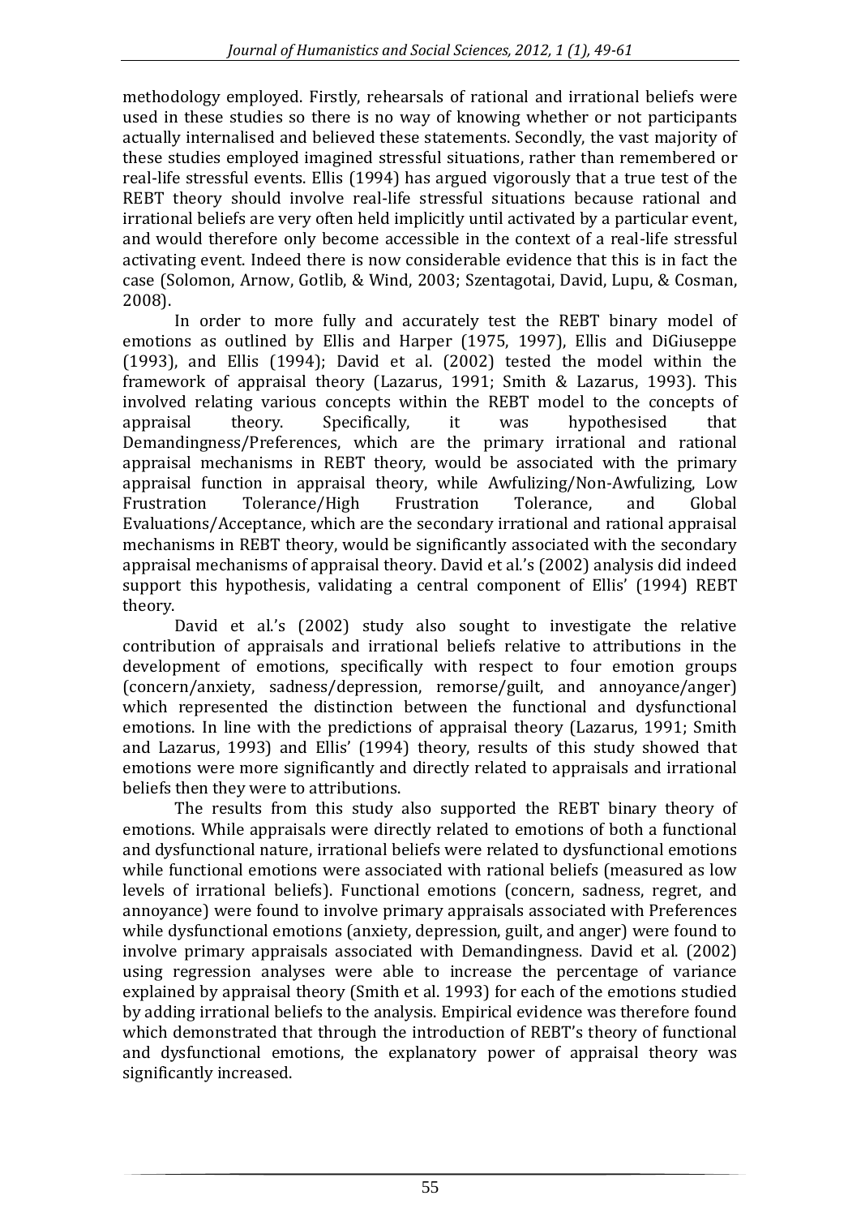methodology employed. Firstly, rehearsals of rational and irrational beliefs were used in these studies so there is no way of knowing whether or not participants actually internalised and believed these statements. Secondly, the vast majority of these studies employed imagined stressful situations, rather than remembered or real-life stressful events. Ellis (1994) has argued vigorously that a true test of the REBT theory should involve real-life stressful situations because rational and irrational beliefs are very often held implicitly until activated by a particular event, and would therefore only become accessible in the context of a real-life stressful activating event. Indeed there is now considerable evidence that this is in fact the case (Solomon, Arnow, Gotlib, & Wind, 2003; Szentagotai, David, Lupu, & Cosman, 2008).

In order to more fully and accurately test the REBT binary model of emotions as outlined by Ellis and Harper (1975, 1997), Ellis and DiGiuseppe (1993), and Ellis (1994); David et al. (2002) tested the model within the framework of appraisal theory (Lazarus, 1991; Smith & Lazarus, 1993). This involved relating various concepts within the REBT model to the concepts of appraisal theory. Specifically, it was hypothesised that Demandingness/Preferences, which are the primary irrational and rational appraisal mechanisms in REBT theory, would be associated with the primary appraisal function in appraisal theory, while Awfulizing/Non-Awfulizing, Low Frustration Tolerance/High Frustration Tolerance, and Global Evaluations/Acceptance, which are the secondary irrational and rational appraisal mechanisms in REBT theory, would be significantly associated with the secondary appraisal mechanisms of appraisal theory. David et al.'s (2002) analysis did indeed support this hypothesis, validating a central component of Ellis' (1994) REBT theory.

David et al.'s (2002) study also sought to investigate the relative contribution of appraisals and irrational beliefs relative to attributions in the development of emotions, specifically with respect to four emotion groups (concern/anxiety, sadness/depression, remorse/guilt, and annoyance/anger) which represented the distinction between the functional and dysfunctional emotions. In line with the predictions of appraisal theory (Lazarus, 1991; Smith and Lazarus, 1993) and Ellis' (1994) theory, results of this study showed that emotions were more significantly and directly related to appraisals and irrational beliefs then they were to attributions.

The results from this study also supported the REBT binary theory of emotions. While appraisals were directly related to emotions of both a functional and dysfunctional nature, irrational beliefs were related to dysfunctional emotions while functional emotions were associated with rational beliefs (measured as low levels of irrational beliefs). Functional emotions (concern, sadness, regret, and annoyance) were found to involve primary appraisals associated with Preferences while dysfunctional emotions (anxiety, depression, guilt, and anger) were found to involve primary appraisals associated with Demandingness. David et al. (2002) using regression analyses were able to increase the percentage of variance explained by appraisal theory (Smith et al. 1993) for each of the emotions studied by adding irrational beliefs to the analysis. Empirical evidence was therefore found which demonstrated that through the introduction of REBT's theory of functional and dysfunctional emotions, the explanatory power of appraisal theory was significantly increased.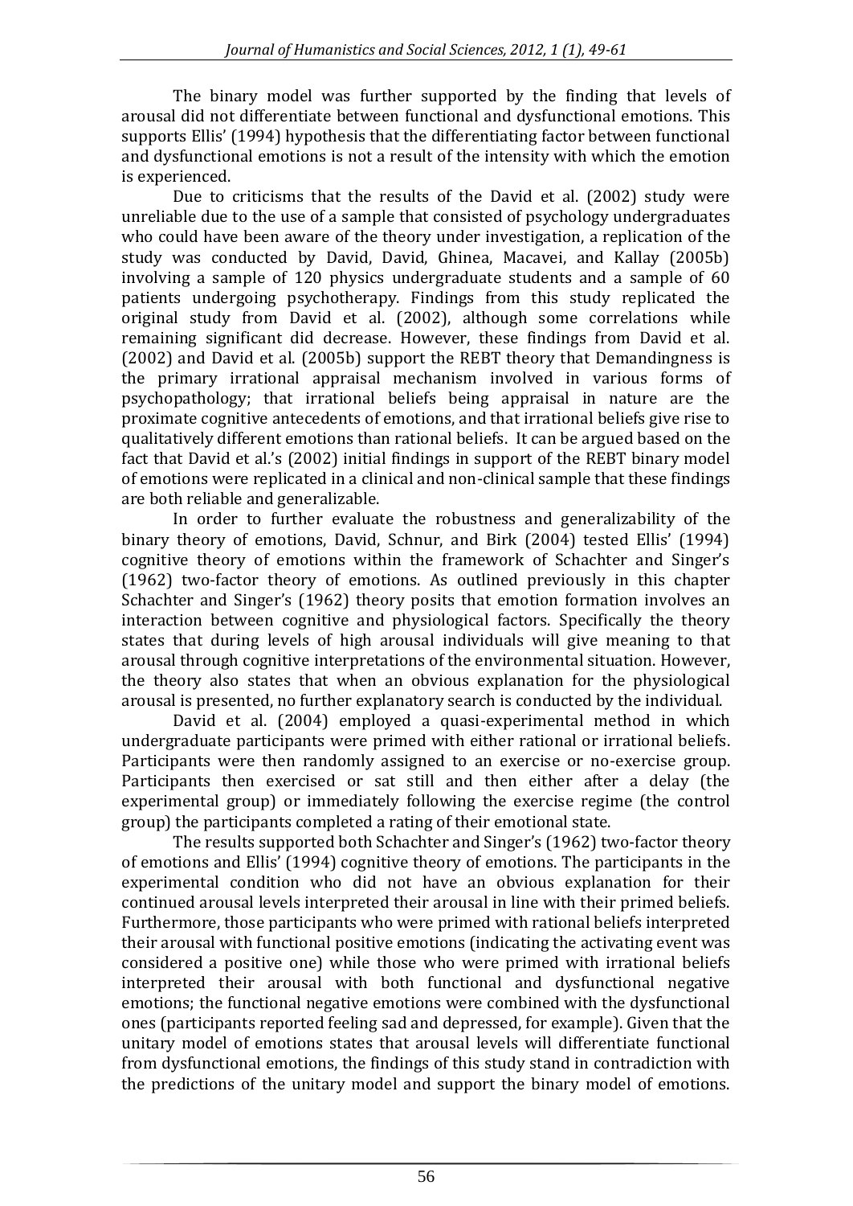The binary model was further supported by the finding that levels of arousal did not differentiate between functional and dysfunctional emotions. This supports Ellis' (1994) hypothesis that the differentiating factor between functional and dysfunctional emotions is not a result of the intensity with which the emotion is experienced.

Due to criticisms that the results of the David et al. (2002) study were unreliable due to the use of a sample that consisted of psychology undergraduates who could have been aware of the theory under investigation, a replication of the study was conducted by David, David, Ghinea, Macavei, and Kallay (2005b) involving a sample of 120 physics undergraduate students and a sample of 60 patients undergoing psychotherapy. Findings from this study replicated the original study from David et al. (2002), although some correlations while remaining significant did decrease. However, these findings from David et al. (2002) and David et al. (2005b) support the REBT theory that Demandingness is the primary irrational appraisal mechanism involved in various forms of psychopathology; that irrational beliefs being appraisal in nature are the proximate cognitive antecedents of emotions, and that irrational beliefs give rise to qualitatively different emotions than rational beliefs. It can be argued based on the fact that David et al.'s (2002) initial findings in support of the REBT binary model of emotions were replicated in a clinical and non-clinical sample that these findings are both reliable and generalizable.

In order to further evaluate the robustness and generalizability of the binary theory of emotions, David, Schnur, and Birk (2004) tested Ellis' (1994) cognitive theory of emotions within the framework of Schachter and Singer's (1962) two-factor theory of emotions. As outlined previously in this chapter Schachter and Singer's (1962) theory posits that emotion formation involves an interaction between cognitive and physiological factors. Specifically the theory states that during levels of high arousal individuals will give meaning to that arousal through cognitive interpretations of the environmental situation. However, the theory also states that when an obvious explanation for the physiological arousal is presented, no further explanatory search is conducted by the individual.

David et al. (2004) employed a quasi-experimental method in which undergraduate participants were primed with either rational or irrational beliefs. Participants were then randomly assigned to an exercise or no-exercise group. Participants then exercised or sat still and then either after a delay (the experimental group) or immediately following the exercise regime (the control group) the participants completed a rating of their emotional state.

The results supported both Schachter and Singer's (1962) two-factor theory of emotions and Ellis' (1994) cognitive theory of emotions. The participants in the experimental condition who did not have an obvious explanation for their continued arousal levels interpreted their arousal in line with their primed beliefs. Furthermore, those participants who were primed with rational beliefs interpreted their arousal with functional positive emotions (indicating the activating event was considered a positive one) while those who were primed with irrational beliefs interpreted their arousal with both functional and dysfunctional negative emotions; the functional negative emotions were combined with the dysfunctional ones (participants reported feeling sad and depressed, for example). Given that the unitary model of emotions states that arousal levels will differentiate functional from dysfunctional emotions, the findings of this study stand in contradiction with the predictions of the unitary model and support the binary model of emotions.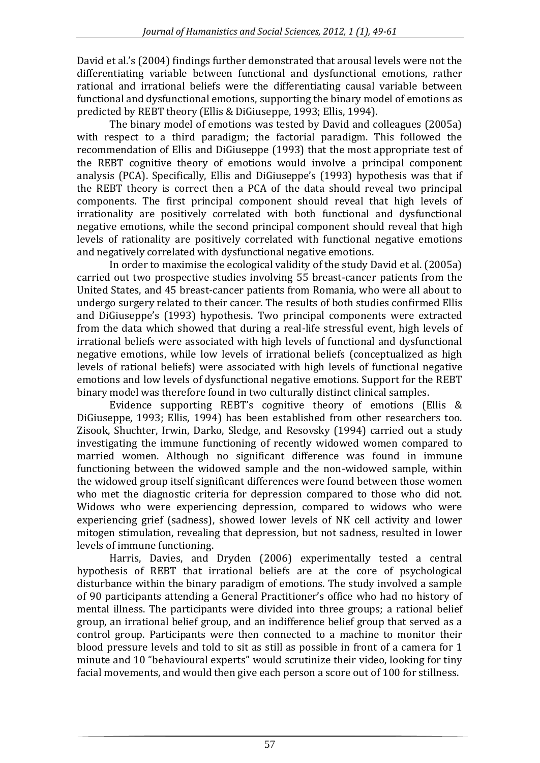David et al.'s (2004) findings further demonstrated that arousal levels were not the differentiating variable between functional and dysfunctional emotions, rather rational and irrational beliefs were the differentiating causal variable between functional and dysfunctional emotions, supporting the binary model of emotions as predicted by REBT theory (Ellis & DiGiuseppe, 1993; Ellis, 1994).

The binary model of emotions was tested by David and colleagues (2005a) with respect to a third paradigm; the factorial paradigm. This followed the recommendation of Ellis and DiGiuseppe (1993) that the most appropriate test of the REBT cognitive theory of emotions would involve a principal component analysis (PCA). Specifically, Ellis and DiGiuseppe's (1993) hypothesis was that if the REBT theory is correct then a PCA of the data should reveal two principal components. The first principal component should reveal that high levels of irrationality are positively correlated with both functional and dysfunctional negative emotions, while the second principal component should reveal that high levels of rationality are positively correlated with functional negative emotions and negatively correlated with dysfunctional negative emotions.

In order to maximise the ecological validity of the study David et al. (2005a) carried out two prospective studies involving 55 breast-cancer patients from the United States, and 45 breast-cancer patients from Romania, who were all about to undergo surgery related to their cancer. The results of both studies confirmed Ellis and DiGiuseppe's (1993) hypothesis. Two principal components were extracted from the data which showed that during a real-life stressful event, high levels of irrational beliefs were associated with high levels of functional and dysfunctional negative emotions, while low levels of irrational beliefs (conceptualized as high levels of rational beliefs) were associated with high levels of functional negative emotions and low levels of dysfunctional negative emotions. Support for the REBT binary model was therefore found in two culturally distinct clinical samples.

Evidence supporting REBT's cognitive theory of emotions (Ellis & DiGiuseppe, 1993; Ellis, 1994) has been established from other researchers too. Zisook, Shuchter, Irwin, Darko, Sledge, and Resovsky (1994) carried out a study investigating the immune functioning of recently widowed women compared to married women. Although no significant difference was found in immune functioning between the widowed sample and the non-widowed sample, within the widowed group itself significant differences were found between those women who met the diagnostic criteria for depression compared to those who did not. Widows who were experiencing depression, compared to widows who were experiencing grief (sadness), showed lower levels of NK cell activity and lower mitogen stimulation, revealing that depression, but not sadness, resulted in lower levels of immune functioning.

Harris, Davies, and Dryden (2006) experimentally tested a central hypothesis of REBT that irrational beliefs are at the core of psychological disturbance within the binary paradigm of emotions. The study involved a sample of 90 participants attending a General Practitioner's office who had no history of mental illness. The participants were divided into three groups; a rational belief group, an irrational belief group, and an indifference belief group that served as a control group. Participants were then connected to a machine to monitor their blood pressure levels and told to sit as still as possible in front of a camera for 1 minute and 10 "behavioural experts" would scrutinize their video, looking for tiny facial movements, and would then give each person a score out of 100 for stillness.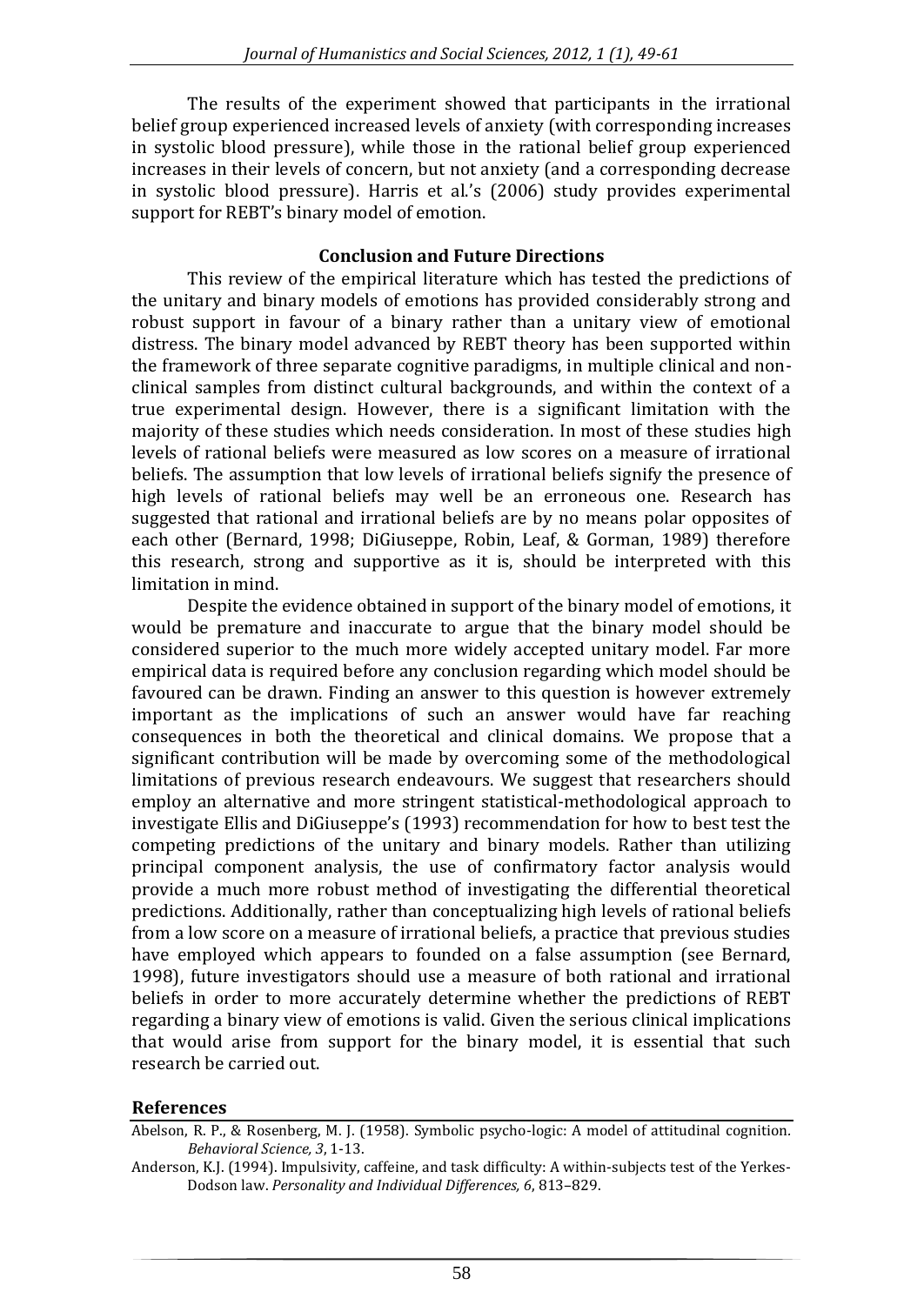The results of the experiment showed that participants in the irrational belief group experienced increased levels of anxiety (with corresponding increases in systolic blood pressure), while those in the rational belief group experienced increases in their levels of concern, but not anxiety (and a corresponding decrease in systolic blood pressure). Harris et al.'s (2006) study provides experimental support for REBT's binary model of emotion.

## Conclusion and Future Directions

This review of the empirical literature which has tested the predictions of the unitary and binary models of emotions has provided considerably strong and robust support in favour of a binary rather than a unitary view of emotional distress. The binary model advanced by REBT theory has been supported within the framework of three separate cognitive paradigms, in multiple clinical and non-clinical samples from distinct cultural backgrounds, and within the context of a true experimental design. However, there is a significant limitation with the majority of these studies which needs consideration. In most of these studies high levels of rational beliefs were measured as low scores on a measure of irrational beliefs. The assumption that low levels of irrational beliefs signify the presence of high levels of rational beliefs may well be an erroneous one. Research has suggested that rational and irrational beliefs are by no means polar opposites of each other (Bernard, 1998; DiGiuseppe, Robin, Leaf, & Gorman, 1989) therefore this research, strong and supportive as it is, should be interpreted with this limitation in mind.

Despite the evidence obtained in support of the binary model of emotions, it would be premature and inaccurate to argue that the binary model should be considered superior to the much more widely accepted unitary model. Far more empirical data is required before any conclusion regarding which model should be favoured can be drawn. Finding an answer to this question is however extremely important as the implications of such an answer would have far reaching consequences in both the theoretical and clinical domains. We propose that a significant contribution will be made by overcoming some of the methodological limitations of previous research endeavours. We suggest that researchers should employ an alternative and more stringent statistical-methodological approach to investigate Ellis and DiGiuseppe's (1993) recommendation for how to best test the competing predictions of the unitary and binary models. Rather than utilizing principal component analysis, the use of confirmatory factor analysis would provide a much more robust method of investigating the differential theoretical predictions. Additionally, rather than conceptualizing high levels of rational beliefs from a low score on a measure of irrational beliefs, a practice that previous studies have employed which appears to founded on a false assumption (see Bernard, 1998), future investigators should use a measure of both rational and irrational beliefs in order to more accurately determine whether the predictions of REBT regarding a binary view of emotions is valid. Given the serious clinical implications that would arise from support for the binary model, it is essential that such research be carried out.

## References

Abelson, R. P., & Rosenberg, M. J. (1958). Symbolic psycho-logic: A model of attitudinal cognition. *Behavioral Science, 3*, 1-13.

Anderson, K.J. (1994). Impulsivity, caffeine, and task difficulty: A within-subjects test of the Yerkes-Dodson law. *Personality and Individual Differences, 6*, 813–829.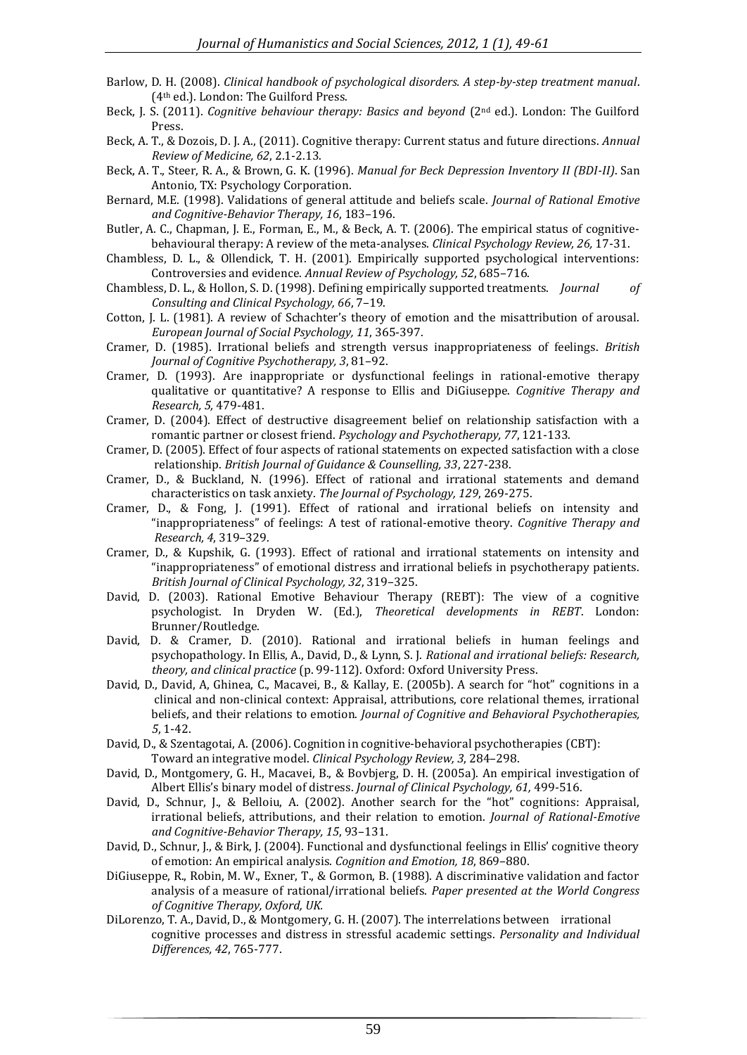Barlow, D. H. (2008). *Clinical handbook of psychological disorders. A step-by-step treatment manual*. (4th ed.). London: The Guilford Press.

Beck, J. S. (2011). *Cognitive behaviour therapy: Basics and beyond* (2nd ed.). London: The Guilford Press.

Beck, A. T., & Dozois, D. J. A., (2011). Cognitive therapy: Current status and future directions. *Annual Review of Medicine, 62*, 2.1-2.13.

Beck, A. T., Steer, R. A., & Brown, G. K. (1996). *Manual for Beck Depression Inventory II (BDI-II)*. San Antonio, TX: Psychology Corporation.

Bernard, M.E. (1998). Validations of general attitude and beliefs scale. *Journal of Rational Emotive and Cognitive-Behavior Therapy, 16*, 183–196.

Butler, A. C., Chapman, J. E., Forman, E., M., & Beck, A. T. (2006). The empirical status of cognitive-behavioural therapy: A review of the meta-analyses. *Clinical Psychology Review, 26,* 17-31.

Chambless, D. L., & Ollendick, T. H. (2001). Empirically supported psychological interventions: Controversies and evidence. *Annual Review of Psychology, 52*, 685–716.

Chambless, D. L., & Hollon, S. D. (1998). Defining empirically supported treatments. *Journal of Consulting and Clinical Psychology, 66*, 7–19.

Cotton, J. L. (1981). A review of Schachter's theory of emotion and the misattribution of arousal. *European Journal of Social Psychology, 11*, 365-397.

Cramer, D. (1985). Irrational beliefs and strength versus inappropriateness of feelings. *British Journal of Cognitive Psychotherapy, 3*, 81–92.

Cramer, D. (1993). Are inappropriate or dysfunctional feelings in rational-emotive therapy qualitative or quantitative? A response to Ellis and DiGiuseppe. *Cognitive Therapy and Research, 5,* 479-481.

Cramer, D. (2004). Effect of destructive disagreement belief on relationship satisfaction with a romantic partner or closest friend. *Psychology and Psychotherapy, 77*, 121-133.

Cramer, D. (2005). Effect of four aspects of rational statements on expected satisfaction with a close relationship. *British Journal of Guidance & Counselling, 33*, 227-238.

Cramer, D., & Buckland, N. (1996). Effect of rational and irrational statements and demand characteristics on task anxiety. *The Journal of Psychology, 129*, 269-275.

Cramer, D., & Fong, J. (1991). Effect of rational and irrational beliefs on intensity and "inappropriateness" of feelings: A test of rational-emotive theory. *Cognitive Therapy and Research, 4*, 319–329.

Cramer, D., & Kupshik, G. (1993). Effect of rational and irrational statements on intensity and "inappropriateness" of emotional distress and irrational beliefs in psychotherapy patients. *British Journal of Clinical Psychology, 32*, 319–325.

David, D. (2003). Rational Emotive Behaviour Therapy (REBT): The view of a cognitive psychologist. In Dryden W. (Ed.), *Theoretical developments in REBT*. London: Brunner/Routledge.

David, D. & Cramer, D. (2010). Rational and irrational beliefs in human feelings and psychopathology. In Ellis, A., David, D., & Lynn, S. J. *Rational and irrational beliefs: Research, theory, and clinical practice* (p. 99-112). Oxford: Oxford University Press.

David, D., David, A, Ghinea, C., Macavei, B., & Kallay, E. (2005b). A search for "hot" cognitions in a clinical and non-clinical context: Appraisal, attributions, core relational themes, irrational beliefs, and their relations to emotion. *Journal of Cognitive and Behavioral Psychotherapies, 5*, 1-42.

David, D., & Szentagotai, A. (2006). Cognition in cognitive-behavioral psychotherapies (CBT): Toward an integrative model. *Clinical Psychology Review, 3*, 284–298.

David, D., Montgomery, G. H., Macavei, B., & Bovbjerg, D. H. (2005a). An empirical investigation of Albert Ellis's binary model of distress. *Journal of Clinical Psychology, 61,* 499-516.

David, D., Schnur, J., & Belloiu, A. (2002). Another search for the "hot" cognitions: Appraisal, irrational beliefs, attributions, and their relation to emotion. *Journal of Rational-Emotive and Cognitive-Behavior Therapy, 15*, 93–131.

David, D., Schnur, J., & Birk, J. (2004). Functional and dysfunctional feelings in Ellis' cognitive theory of emotion: An empirical analysis. *Cognition and Emotion, 18*, 869–880.

DiGiuseppe, R., Robin, M. W., Exner, T., & Gormon, B. (1988). A discriminative validation and factor analysis of a measure of rational/irrational beliefs. *Paper presented at the World Congress of Cognitive Therapy, Oxford, UK.*

DiLorenzo, T. A., David, D., & Montgomery, G. H. (2007). The interrelations between irrational cognitive processes and distress in stressful academic settings. *Personality and Individual Differences, 42*, 765-777.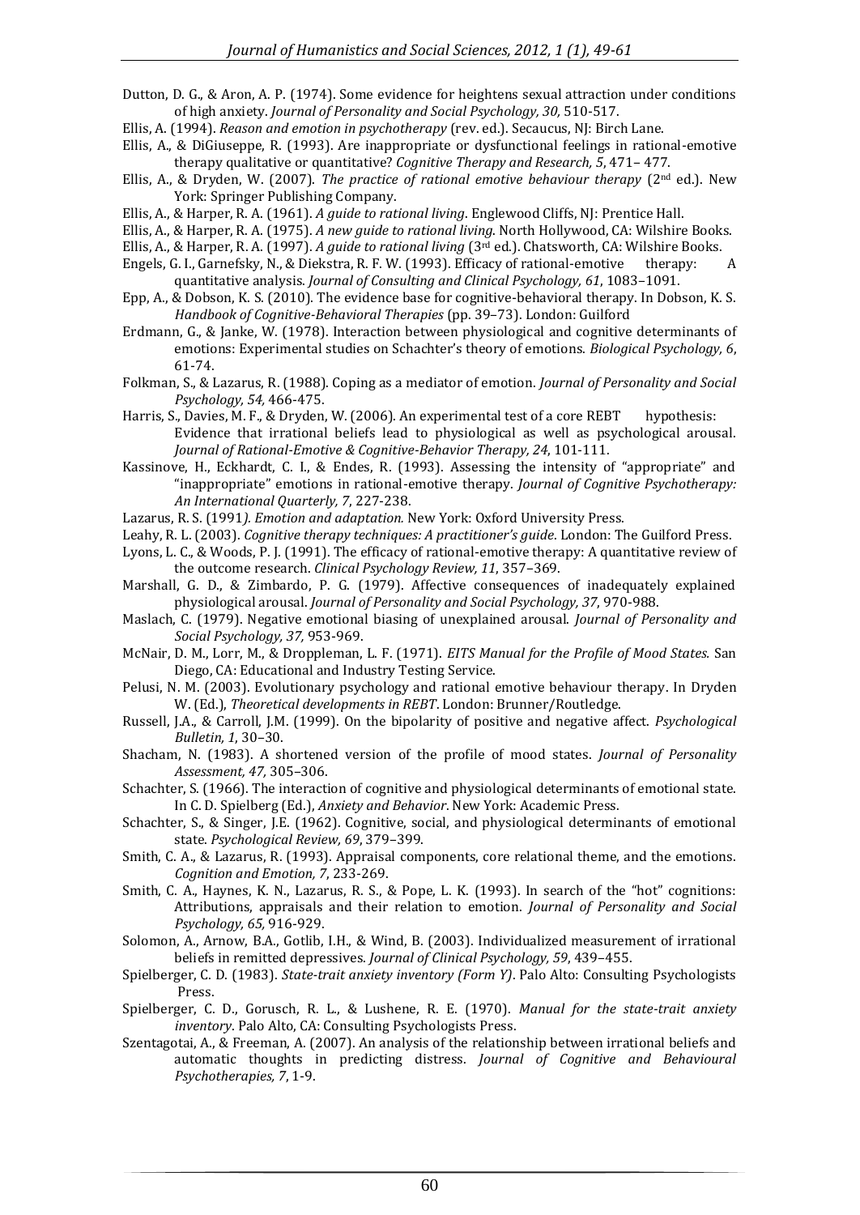Dutton, D. G., & Aron, A. P. (1974). Some evidence for heightens sexual attraction under conditions of high anxiety. *Journal of Personality and Social Psychology, 30*, 510-517.

Ellis, A. (1994). *Reason and emotion in psychotherapy* (rev. ed.). Secaucus, NJ: Birch Lane.

Ellis, A., & DiGiuseppe, R. (1993). Are inappropriate or dysfunctional feelings in rational-emotive therapy qualitative or quantitative? *Cognitive Therapy and Research, 5*, 471– 477.

Ellis, A., & Dryden, W. (2007). *The practice of rational emotive behaviour therapy* (2nd ed.). New York: Springer Publishing Company.

Ellis, A., & Harper, R. A. (1961). *A guide to rational living*. Englewood Cliffs, NJ: Prentice Hall.

Ellis, A., & Harper, R. A. (1975). *A new guide to rational living*. North Hollywood, CA: Wilshire Books.

Ellis, A., & Harper, R. A. (1997). *A guide to rational living* (3rd ed.). Chatsworth, CA: Wilshire Books.

Engels, G. I., Garnefsky, N., & Diekstra, R. F. W. (1993). Efficacy of rational-emotive therapy: A quantitative analysis. *Journal of Consulting and Clinical Psychology, 61*, 1083–1091.

Epp, A., & Dobson, K. S. (2010). The evidence base for cognitive-behavioral therapy. In Dobson, K. S. *Handbook of Cognitive-Behavioral Therapies* (pp. 39–73). London: Guilford

Erdmann, G., & Janke, W. (1978). Interaction between physiological and cognitive determinants of emotions: Experimental studies on Schachter's theory of emotions. *Biological Psychology, 6*, 61-74.

Folkman, S., & Lazarus, R. (1988). Coping as a mediator of emotion. *Journal of Personality and Social Psychology, 54,* 466-475.

Harris, S., Davies, M. F., & Dryden, W. (2006). An experimental test of a core REBT hypothesis: Evidence that irrational beliefs lead to physiological as well as psychological arousal. *Journal of Rational-Emotive & Cognitive-Behavior Therapy, 24*, 101-111.

Kassinove, H., Eckhardt, C. I., & Endes, R. (1993). Assessing the intensity of "appropriate" and "inappropriate" emotions in rational-emotive therapy. *Journal of Cognitive Psychotherapy: An International Quarterly, 7*, 227-238.

Lazarus, R. S. (1991*). Emotion and adaptation.* New York: Oxford University Press.

Leahy, R. L. (2003). *Cognitive therapy techniques: A practitioner's guide*. London: The Guilford Press.

Lyons, L. C., & Woods, P. J. (1991). The efficacy of rational-emotive therapy: A quantitative review of the outcome research. *Clinical Psychology Review, 11*, 357–369.

Marshall, G. D., & Zimbardo, P. G. (1979). Affective consequences of inadequately explained physiological arousal. *Journal of Personality and Social Psychology, 37*, 970-988.

Maslach, C. (1979). Negative emotional biasing of unexplained arousal. *Journal of Personality and Social Psychology, 37,* 953-969.

McNair, D. M., Lorr, M., & Droppleman, L. F. (1971). *EITS Manual for the Profile of Mood States.* San Diego, CA: Educational and Industry Testing Service.

Pelusi, N. M. (2003). Evolutionary psychology and rational emotive behaviour therapy. In Dryden W. (Ed.), *Theoretical developments in REBT*. London: Brunner/Routledge.

Russell, J.A., & Carroll, J.M. (1999). On the bipolarity of positive and negative affect. *Psychological Bulletin, 1*, 30–30.

Shacham, N. (1983). A shortened version of the profile of mood states. *Journal of Personality Assessment, 47,* 305–306.

Schachter, S. (1966). The interaction of cognitive and physiological determinants of emotional state. In C. D. Spielberg (Ed.), *Anxiety and Behavior*. New York: Academic Press.

Schachter, S., & Singer, J.E. (1962). Cognitive, social, and physiological determinants of emotional state. *Psychological Review, 69*, 379–399.

Smith, C. A., & Lazarus, R. (1993). Appraisal components, core relational theme, and the emotions. *Cognition and Emotion, 7*, 233-269.

Smith, C. A., Haynes, K. N., Lazarus, R. S., & Pope, L. K. (1993). In search of the "hot" cognitions: Attributions, appraisals and their relation to emotion. *Journal of Personality and Social Psychology, 65,* 916-929.

Solomon, A., Arnow, B.A., Gotlib, I.H., & Wind, B. (2003). Individualized measurement of irrational beliefs in remitted depressives. *Journal of Clinical Psychology, 59*, 439–455.

Spielberger, C. D. (1983). *State-trait anxiety inventory (Form Y)*. Palo Alto: Consulting Psychologists Press.

Spielberger, C. D., Gorusch, R. L., & Lushene, R. E. (1970). *Manual for the state-trait anxiety inventory*. Palo Alto, CA: Consulting Psychologists Press.

Szentagotai, A., & Freeman, A. (2007). An analysis of the relationship between irrational beliefs and automatic thoughts in predicting distress. *Journal of Cognitive and Behavioural Psychotherapies, 7*, 1-9.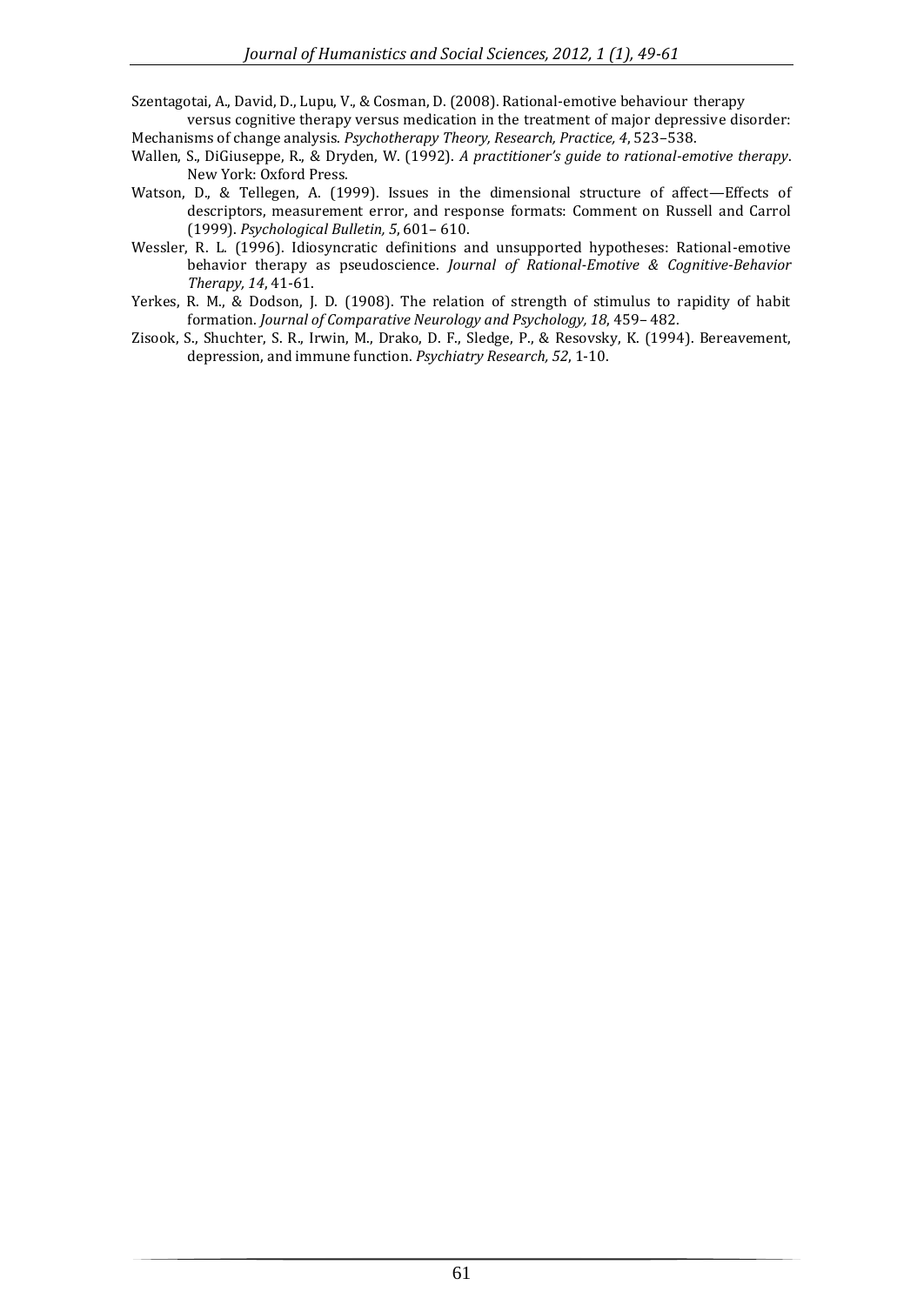Szentagotai, A., David, D., Lupu, V., & Cosman, D. (2008). Rational-emotive behaviour therapy versus cognitive therapy versus medication in the treatment of major depressive disorder: Mechanisms of change analysis. *Psychotherapy Theory, Research, Practice, 4*, 523–538.

Wallen, S., DiGiuseppe, R., & Dryden, W. (1992). *A practitioner's guide to rational-emotive therapy*. New York: Oxford Press.

Watson, D., & Tellegen, A. (1999). Issues in the dimensional structure of affect—Effects of descriptors, measurement error, and response formats: Comment on Russell and Carrol (1999). *Psychological Bulletin, 5*, 601– 610.

Wessler, R. L. (1996). Idiosyncratic definitions and unsupported hypotheses: Rational-emotive behavior therapy as pseudoscience. *Journal of Rational-Emotive & Cognitive-Behavior Therapy, 14*, 41-61.

Yerkes, R. M., & Dodson, J. D. (1908). The relation of strength of stimulus to rapidity of habit formation. *Journal of Comparative Neurology and Psychology, 18*, 459– 482.

Zisook, S., Shuchter, S. R., Irwin, M., Drako, D. F., Sledge, P., & Resovsky, K. (1994). Bereavement, depression, and immune function. *Psychiatry Research, 52*, 1-10.